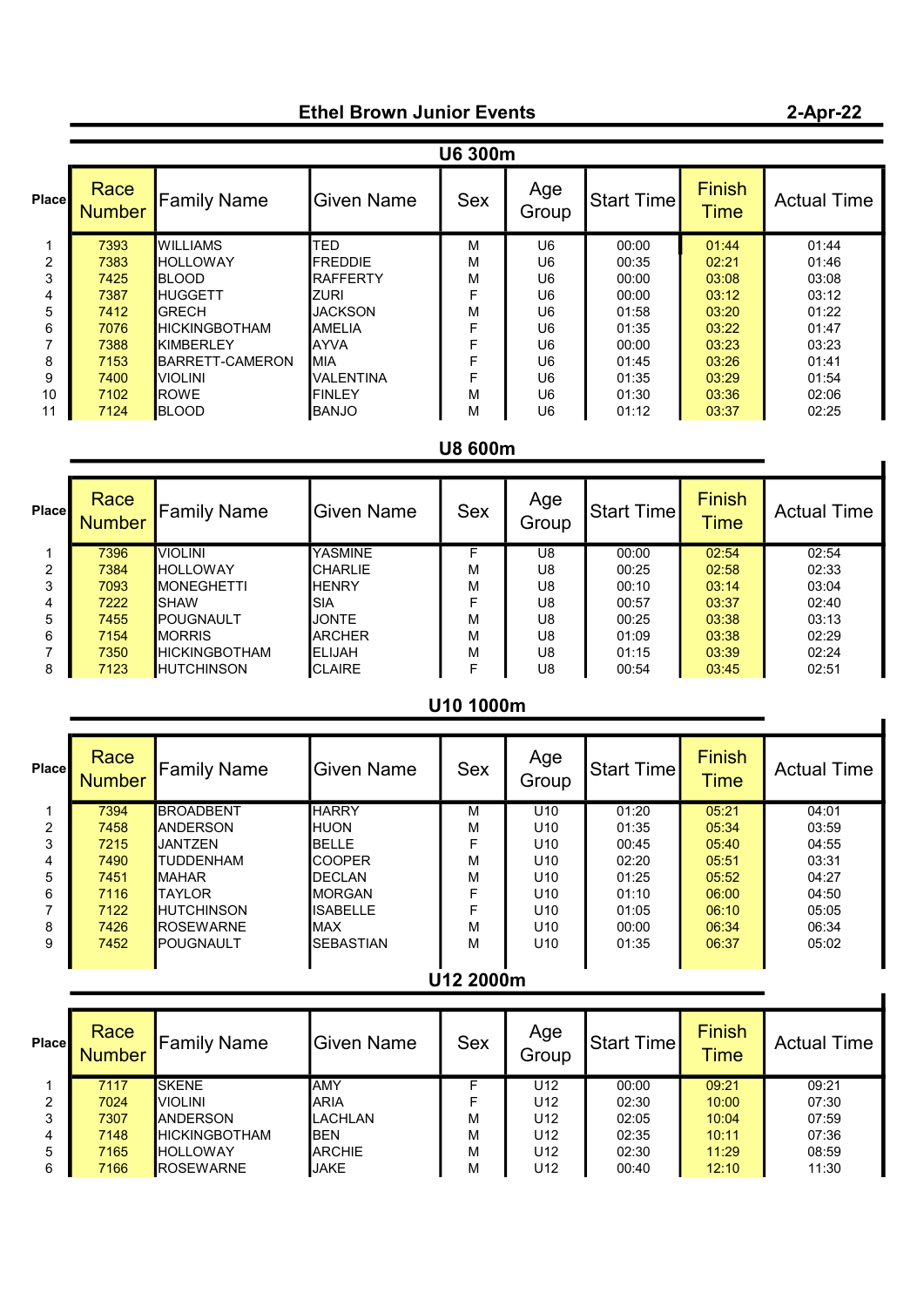# Ethel Brown Junior Events

**2-Apr-22**

## U6 300m

| Place | Race Number | Family Name | Given Name | Sex | Age Group | Start Time | Finish Time | Actual Time |
|---|---|---|---|---|---|---|---|---|
| 1 | 7393 | WILLIAMS | TED | M | U6 | 00:00 | 01:44 | 01:44 |
| 2 | 7383 | HOLLOWAY | FREDDIE | M | U6 | 00:35 | 02:21 | 01:46 |
| 3 | 7425 | BLOOD | RAFFERTY | M | U6 | 00:00 | 03:08 | 03:08 |
| 4 | 7387 | HUGGETT | ZURI | F | U6 | 00:00 | 03:12 | 03:12 |
| 5 | 7412 | GRECH | JACKSON | M | U6 | 01:58 | 03:20 | 01:22 |
| 6 | 7076 | HICKINGBOTHAM | AMELIA | F | U6 | 01:35 | 03:22 | 01:47 |
| 7 | 7388 | KIMBERLEY | AYVA | F | U6 | 00:00 | 03:23 | 03:23 |
| 8 | 7153 | BARRETT-CAMERON | MIA | F | U6 | 01:45 | 03:26 | 01:41 |
| 9 | 7400 | VIOLINI | VALENTINA | F | U6 | 01:35 | 03:29 | 01:54 |
| 10 | 7102 | ROWE | FINLEY | M | U6 | 01:30 | 03:36 | 02:06 |
| 11 | 7124 | BLOOD | BANJO | M | U6 | 01:12 | 03:37 | 02:25 |

## U8 600m

| Place | Race Number | Family Name | Given Name | Sex | Age Group | Start Time | Finish Time | Actual Time |
|---|---|---|---|---|---|---|---|---|
| 1 | 7396 | VIOLINI | YASMINE | F | U8 | 00:00 | 02:54 | 02:54 |
| 2 | 7384 | HOLLOWAY | CHARLIE | M | U8 | 00:25 | 02:58 | 02:33 |
| 3 | 7093 | MONEGHETTI | HENRY | M | U8 | 00:10 | 03:14 | 03:04 |
| 4 | 7222 | SHAW | SIA | F | U8 | 00:57 | 03:37 | 02:40 |
| 5 | 7455 | POUGNAULT | JONTE | M | U8 | 00:25 | 03:38 | 03:13 |
| 6 | 7154 | MORRIS | ARCHER | M | U8 | 01:09 | 03:38 | 02:29 |
| 7 | 7350 | HICKINGBOTHAM | ELIJAH | M | U8 | 01:15 | 03:39 | 02:24 |
| 8 | 7123 | HUTCHINSON | CLAIRE | F | U8 | 00:54 | 03:45 | 02:51 |

## U10 1000m

| Place | Race Number | Family Name | Given Name | Sex | Age Group | Start Time | Finish Time | Actual Time |
|---|---|---|---|---|---|---|---|---|
| 1 | 7394 | BROADBENT | HARRY | M | U10 | 01:20 | 05:21 | 04:01 |
| 2 | 7458 | ANDERSON | HUON | M | U10 | 01:35 | 05:34 | 03:59 |
| 3 | 7215 | JANTZEN | BELLE | F | U10 | 00:45 | 05:40 | 04:55 |
| 4 | 7490 | TUDDENHAM | COOPER | M | U10 | 02:20 | 05:51 | 03:31 |
| 5 | 7451 | MAHAR | DECLAN | M | U10 | 01:25 | 05:52 | 04:27 |
| 6 | 7116 | TAYLOR | MORGAN | F | U10 | 01:10 | 06:00 | 04:50 |
| 7 | 7122 | HUTCHINSON | ISABELLE | F | U10 | 01:05 | 06:10 | 05:05 |
| 8 | 7426 | ROSEWARNE | MAX | M | U10 | 00:00 | 06:34 | 06:34 |
| 9 | 7452 | POUGNAULT | SEBASTIAN | M | U10 | 01:35 | 06:37 | 05:02 |

## U12 2000m

| Place | Race Number | Family Name | Given Name | Sex | Age Group | Start Time | Finish Time | Actual Time |
|---|---|---|---|---|---|---|---|---|
| 1 | 7117 | SKENE | AMY | F | U12 | 00:00 | 09:21 | 09:21 |
| 2 | 7024 | VIOLINI | ARIA | F | U12 | 02:30 | 10:00 | 07:30 |
| 3 | 7307 | ANDERSON | LACHLAN | M | U12 | 02:05 | 10:04 | 07:59 |
| 4 | 7148 | HICKINGBOTHAM | BEN | M | U12 | 02:35 | 10:11 | 07:36 |
| 5 | 7165 | HOLLOWAY | ARCHIE | M | U12 | 02:30 | 11:29 | 08:59 |
| 6 | 7166 | ROSEWARNE | JAKE | M | U12 | 00:40 | 12:10 | 11:30 |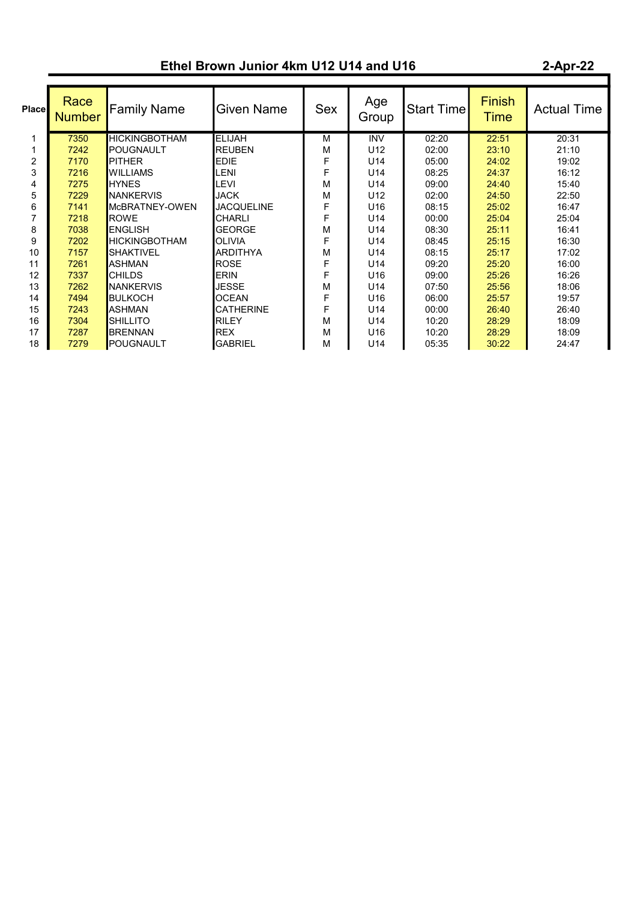## Ethel Brown Junior 4km U12 U14 and U16

**2-Apr-22**

| Place | Race Number | Family Name | Given Name | Sex | Age Group | Start Time | Finish Time | Actual Time |
|---|---|---|---|---|---|---|---|---|
| 1 | 7350 | HICKINGBOTHAM | ELIJAH | M | INV | 02:20 | 22:51 | 20:31 |
| 1 | 7242 | POUGNAULT | REUBEN | M | U12 | 02:00 | 23:10 | 21:10 |
| 2 | 7170 | PITHER | EDIE | F | U14 | 05:00 | 24:02 | 19:02 |
| 3 | 7216 | WILLIAMS | LENI | F | U14 | 08:25 | 24:37 | 16:12 |
| 4 | 7275 | HYNES | LEVI | M | U14 | 09:00 | 24:40 | 15:40 |
| 5 | 7229 | NANKERVIS | JACK | M | U12 | 02:00 | 24:50 | 22:50 |
| 6 | 7141 | McBRATNEY-OWEN | JACQUELINE | F | U16 | 08:15 | 25:02 | 16:47 |
| 7 | 7218 | ROWE | CHARLI | F | U14 | 00:00 | 25:04 | 25:04 |
| 8 | 7038 | ENGLISH | GEORGE | M | U14 | 08:30 | 25:11 | 16:41 |
| 9 | 7202 | HICKINGBOTHAM | OLIVIA | F | U14 | 08:45 | 25:15 | 16:30 |
| 10 | 7157 | SHAKTIVEL | ARDITHYA | M | U14 | 08:15 | 25:17 | 17:02 |
| 11 | 7261 | ASHMAN | ROSE | F | U14 | 09:20 | 25:20 | 16:00 |
| 12 | 7337 | CHILDS | ERIN | F | U16 | 09:00 | 25:26 | 16:26 |
| 13 | 7262 | NANKERVIS | JESSE | M | U14 | 07:50 | 25:56 | 18:06 |
| 14 | 7494 | BULKOCH | OCEAN | F | U16 | 06:00 | 25:57 | 19:57 |
| 15 | 7243 | ASHMAN | CATHERINE | F | U14 | 00:00 | 26:40 | 26:40 |
| 16 | 7304 | SHILLITO | RILEY | M | U14 | 10:20 | 28:29 | 18:09 |
| 17 | 7287 | BRENNAN | REX | M | U16 | 10:20 | 28:29 | 18:09 |
| 18 | 7279 | POUGNAULT | GABRIEL | M | U14 | 05:35 | 30:22 | 24:47 |